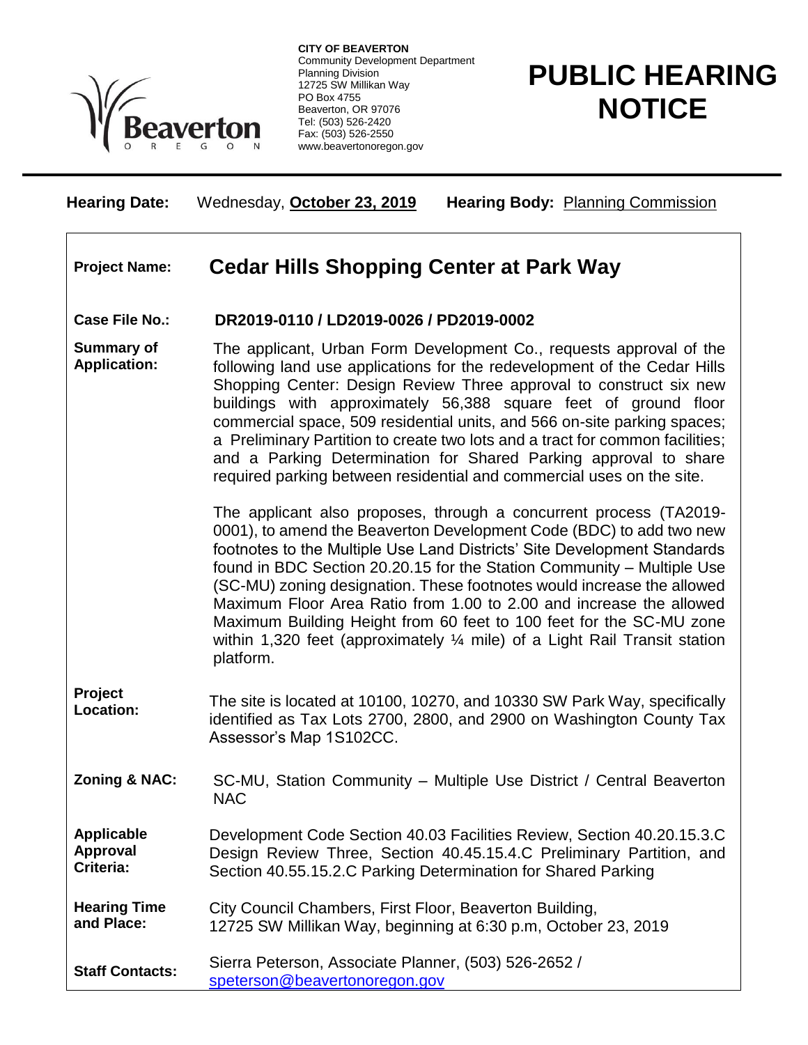**CITY OF BEAVERTON**
Community Development Department
Planning Division
12725 SW Millikan Way
PO Box 4755
Beaverton, OR 97076
Tel: (503) 526-2420
Fax: (503) 526-2550
www.beavertonoregon.gov

# PUBLIC HEARING NOTICE

**Hearing Date:** Wednesday, **October 23, 2019** **Hearing Body:** Planning Commission

| | |
|---|---|
| **Project Name:** | **Cedar Hills Shopping Center at Park Way** |
| **Case File No.:** | **DR2019-0110 / LD2019-0026 / PD2019-0002** |
| **Summary of Application:** | The applicant, Urban Form Development Co., requests approval of the following land use applications for the redevelopment of the Cedar Hills Shopping Center: Design Review Three approval to construct six new buildings with approximately 56,388 square feet of ground floor commercial space, 509 residential units, and 566 on-site parking spaces; a Preliminary Partition to create two lots and a tract for common facilities; and a Parking Determination for Shared Parking approval to share required parking between residential and commercial uses on the site.<br><br>The applicant also proposes, through a concurrent process (TA2019-0001), to amend the Beaverton Development Code (BDC) to add two new footnotes to the Multiple Use Land Districts' Site Development Standards found in BDC Section 20.20.15 for the Station Community – Multiple Use (SC-MU) zoning designation. These footnotes would increase the allowed Maximum Floor Area Ratio from 1.00 to 2.00 and increase the allowed Maximum Building Height from 60 feet to 100 feet for the SC-MU zone within 1,320 feet (approximately ¼ mile) of a Light Rail Transit station platform. |
| **Project Location:** | The site is located at 10100, 10270, and 10330 SW Park Way, specifically identified as Tax Lots 2700, 2800, and 2900 on Washington County Tax Assessor's Map 1S102CC. |
| **Zoning & NAC:** | SC-MU, Station Community – Multiple Use District / Central Beaverton NAC |
| **Applicable Approval Criteria:** | Development Code Section 40.03 Facilities Review, Section 40.20.15.3.C Design Review Three, Section 40.45.15.4.C Preliminary Partition, and Section 40.55.15.2.C Parking Determination for Shared Parking |
| **Hearing Time and Place:** | City Council Chambers, First Floor, Beaverton Building, 12725 SW Millikan Way, beginning at 6:30 p.m, October 23, 2019 |
| **Staff Contacts:** | Sierra Peterson, Associate Planner, (503) 526-2652 / speterson@beavertonoregon.gov |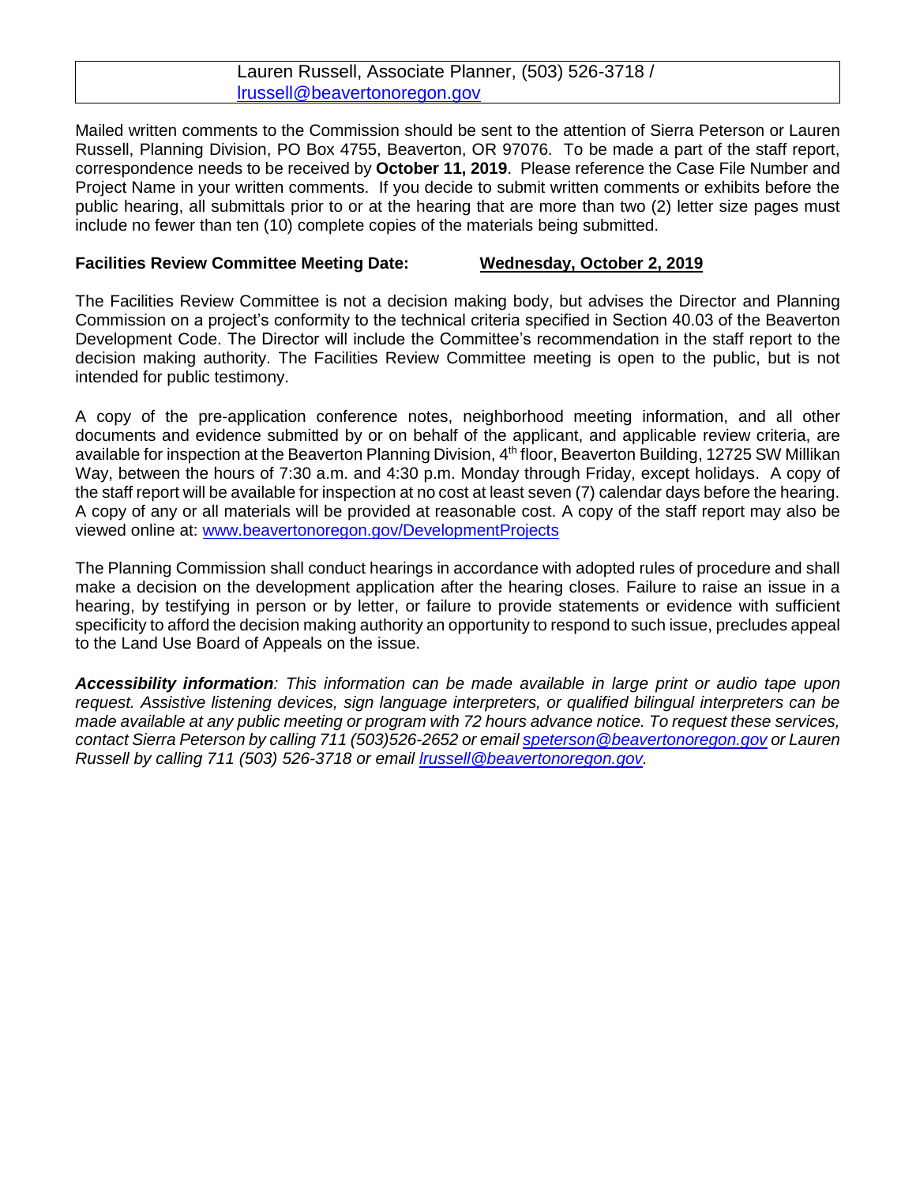| | |
|---|---|
| | Lauren Russell, Associate Planner, (503) 526-3718 / lrussell@beavertonoregon.gov |

Mailed written comments to the Commission should be sent to the attention of Sierra Peterson or Lauren Russell, Planning Division, PO Box 4755, Beaverton, OR 97076. To be made a part of the staff report, correspondence needs to be received by **October 11, 2019**. Please reference the Case File Number and Project Name in your written comments. If you decide to submit written comments or exhibits before the public hearing, all submittals prior to or at the hearing that are more than two (2) letter size pages must include no fewer than ten (10) complete copies of the materials being submitted.

**Facilities Review Committee Meeting Date:** **Wednesday, October 2, 2019**

The Facilities Review Committee is not a decision making body, but advises the Director and Planning Commission on a project's conformity to the technical criteria specified in Section 40.03 of the Beaverton Development Code. The Director will include the Committee's recommendation in the staff report to the decision making authority. The Facilities Review Committee meeting is open to the public, but is not intended for public testimony.

A copy of the pre-application conference notes, neighborhood meeting information, and all other documents and evidence submitted by or on behalf of the applicant, and applicable review criteria, are available for inspection at the Beaverton Planning Division, 4th floor, Beaverton Building, 12725 SW Millikan Way, between the hours of 7:30 a.m. and 4:30 p.m. Monday through Friday, except holidays. A copy of the staff report will be available for inspection at no cost at least seven (7) calendar days before the hearing. A copy of any or all materials will be provided at reasonable cost. A copy of the staff report may also be viewed online at: www.beavertonoregon.gov/DevelopmentProjects

The Planning Commission shall conduct hearings in accordance with adopted rules of procedure and shall make a decision on the development application after the hearing closes. Failure to raise an issue in a hearing, by testifying in person or by letter, or failure to provide statements or evidence with sufficient specificity to afford the decision making authority an opportunity to respond to such issue, precludes appeal to the Land Use Board of Appeals on the issue.

***Accessibility information****: This information can be made available in large print or audio tape upon request. Assistive listening devices, sign language interpreters, or qualified bilingual interpreters can be made available at any public meeting or program with 72 hours advance notice. To request these services, contact Sierra Peterson by calling 711 (503)526-2652 or email speterson@beavertonoregon.gov or Lauren Russell by calling 711 (503) 526-3718 or email lrussell@beavertonoregon.gov.*